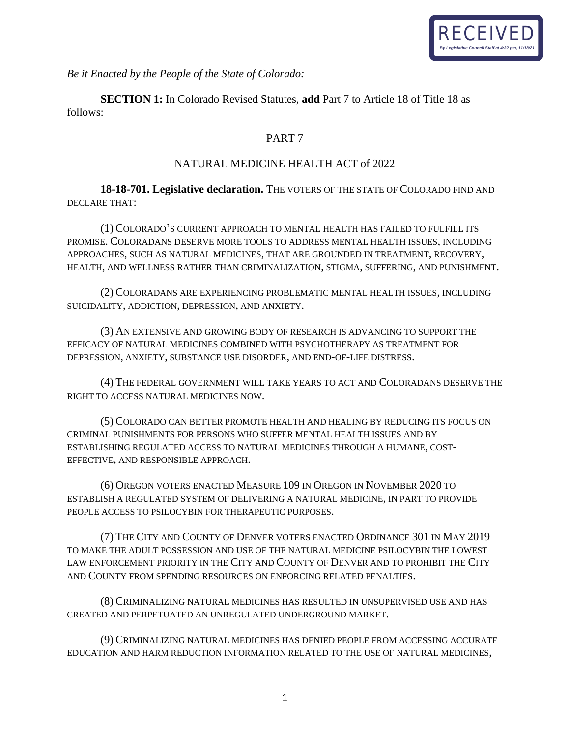RECEIVED
*By Legislative Council Staff at 4:32 pm, 11/18/21*

*Be it Enacted by the People of the State of Colorado:*

**SECTION 1:** In Colorado Revised Statutes, **add** Part 7 to Article 18 of Title 18 as follows:

## PART 7

## NATURAL MEDICINE HEALTH ACT of 2022

**18-18-701. Legislative declaration.** THE VOTERS OF THE STATE OF COLORADO FIND AND DECLARE THAT:

(1) COLORADO'S CURRENT APPROACH TO MENTAL HEALTH HAS FAILED TO FULFILL ITS PROMISE. COLORADANS DESERVE MORE TOOLS TO ADDRESS MENTAL HEALTH ISSUES, INCLUDING APPROACHES, SUCH AS NATURAL MEDICINES, THAT ARE GROUNDED IN TREATMENT, RECOVERY, HEALTH, AND WELLNESS RATHER THAN CRIMINALIZATION, STIGMA, SUFFERING, AND PUNISHMENT.

(2) COLORADANS ARE EXPERIENCING PROBLEMATIC MENTAL HEALTH ISSUES, INCLUDING SUICIDALITY, ADDICTION, DEPRESSION, AND ANXIETY.

(3) AN EXTENSIVE AND GROWING BODY OF RESEARCH IS ADVANCING TO SUPPORT THE EFFICACY OF NATURAL MEDICINES COMBINED WITH PSYCHOTHERAPY AS TREATMENT FOR DEPRESSION, ANXIETY, SUBSTANCE USE DISORDER, AND END-OF-LIFE DISTRESS.

(4) THE FEDERAL GOVERNMENT WILL TAKE YEARS TO ACT AND COLORADANS DESERVE THE RIGHT TO ACCESS NATURAL MEDICINES NOW.

(5) COLORADO CAN BETTER PROMOTE HEALTH AND HEALING BY REDUCING ITS FOCUS ON CRIMINAL PUNISHMENTS FOR PERSONS WHO SUFFER MENTAL HEALTH ISSUES AND BY ESTABLISHING REGULATED ACCESS TO NATURAL MEDICINES THROUGH A HUMANE, COST-EFFECTIVE, AND RESPONSIBLE APPROACH.

(6) OREGON VOTERS ENACTED MEASURE 109 IN OREGON IN NOVEMBER 2020 TO ESTABLISH A REGULATED SYSTEM OF DELIVERING A NATURAL MEDICINE, IN PART TO PROVIDE PEOPLE ACCESS TO PSILOCYBIN FOR THERAPEUTIC PURPOSES.

(7) THE CITY AND COUNTY OF DENVER VOTERS ENACTED ORDINANCE 301 IN MAY 2019 TO MAKE THE ADULT POSSESSION AND USE OF THE NATURAL MEDICINE PSILOCYBIN THE LOWEST LAW ENFORCEMENT PRIORITY IN THE CITY AND COUNTY OF DENVER AND TO PROHIBIT THE CITY AND COUNTY FROM SPENDING RESOURCES ON ENFORCING RELATED PENALTIES.

(8) CRIMINALIZING NATURAL MEDICINES HAS RESULTED IN UNSUPERVISED USE AND HAS CREATED AND PERPETUATED AN UNREGULATED UNDERGROUND MARKET.

(9) CRIMINALIZING NATURAL MEDICINES HAS DENIED PEOPLE FROM ACCESSING ACCURATE EDUCATION AND HARM REDUCTION INFORMATION RELATED TO THE USE OF NATURAL MEDICINES,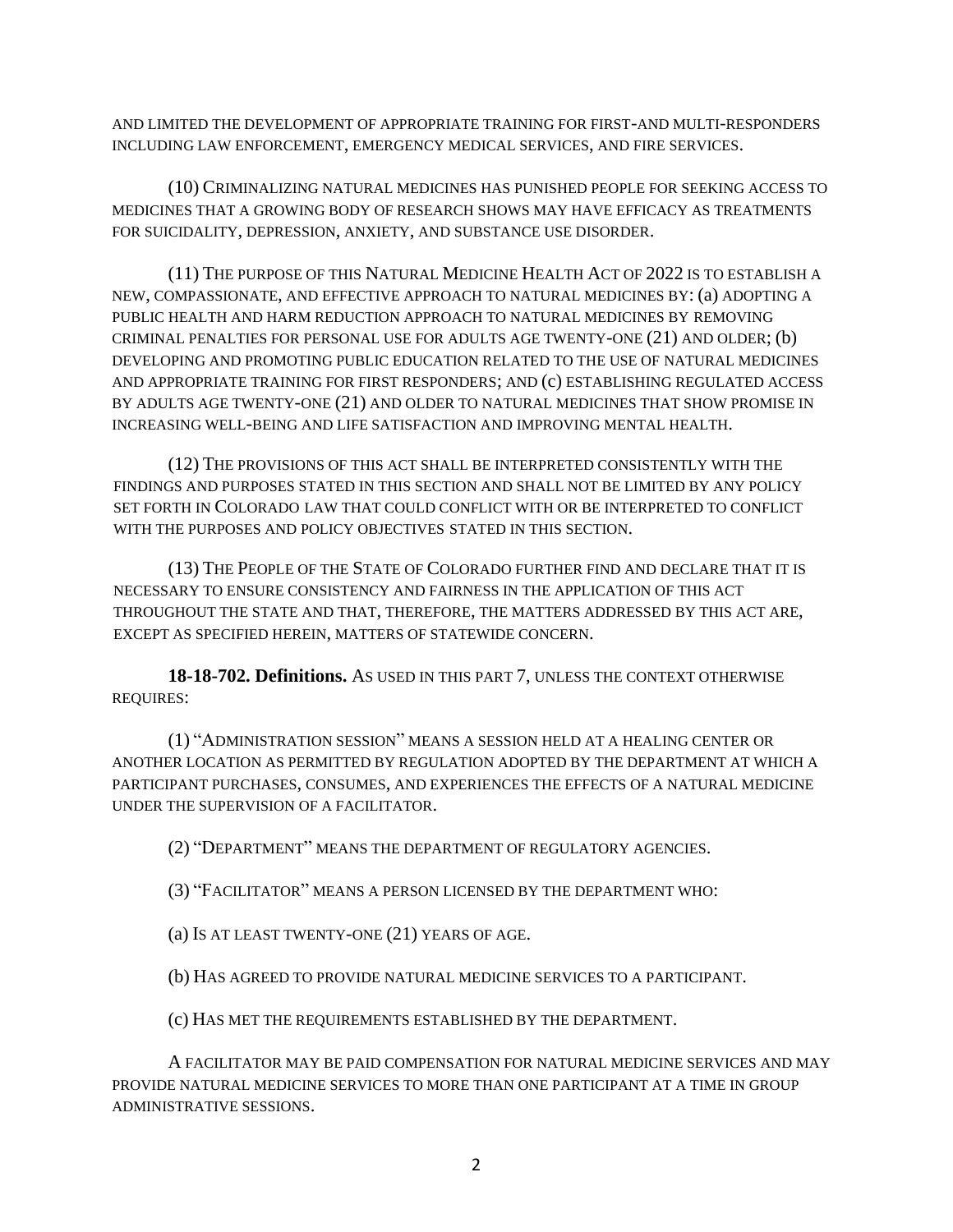AND LIMITED THE DEVELOPMENT OF APPROPRIATE TRAINING FOR FIRST-AND MULTI-RESPONDERS INCLUDING LAW ENFORCEMENT, EMERGENCY MEDICAL SERVICES, AND FIRE SERVICES.

(10) CRIMINALIZING NATURAL MEDICINES HAS PUNISHED PEOPLE FOR SEEKING ACCESS TO MEDICINES THAT A GROWING BODY OF RESEARCH SHOWS MAY HAVE EFFICACY AS TREATMENTS FOR SUICIDALITY, DEPRESSION, ANXIETY, AND SUBSTANCE USE DISORDER.

(11) THE PURPOSE OF THIS NATURAL MEDICINE HEALTH ACT OF 2022 IS TO ESTABLISH A NEW, COMPASSIONATE, AND EFFECTIVE APPROACH TO NATURAL MEDICINES BY: (a) ADOPTING A PUBLIC HEALTH AND HARM REDUCTION APPROACH TO NATURAL MEDICINES BY REMOVING CRIMINAL PENALTIES FOR PERSONAL USE FOR ADULTS AGE TWENTY-ONE (21) AND OLDER; (b) DEVELOPING AND PROMOTING PUBLIC EDUCATION RELATED TO THE USE OF NATURAL MEDICINES AND APPROPRIATE TRAINING FOR FIRST RESPONDERS; AND (c) ESTABLISHING REGULATED ACCESS BY ADULTS AGE TWENTY-ONE (21) AND OLDER TO NATURAL MEDICINES THAT SHOW PROMISE IN INCREASING WELL-BEING AND LIFE SATISFACTION AND IMPROVING MENTAL HEALTH.

(12) THE PROVISIONS OF THIS ACT SHALL BE INTERPRETED CONSISTENTLY WITH THE FINDINGS AND PURPOSES STATED IN THIS SECTION AND SHALL NOT BE LIMITED BY ANY POLICY SET FORTH IN COLORADO LAW THAT COULD CONFLICT WITH OR BE INTERPRETED TO CONFLICT WITH THE PURPOSES AND POLICY OBJECTIVES STATED IN THIS SECTION.

(13) THE PEOPLE OF THE STATE OF COLORADO FURTHER FIND AND DECLARE THAT IT IS NECESSARY TO ENSURE CONSISTENCY AND FAIRNESS IN THE APPLICATION OF THIS ACT THROUGHOUT THE STATE AND THAT, THEREFORE, THE MATTERS ADDRESSED BY THIS ACT ARE, EXCEPT AS SPECIFIED HEREIN, MATTERS OF STATEWIDE CONCERN.

**18-18-702. Definitions.** AS USED IN THIS PART 7, UNLESS THE CONTEXT OTHERWISE REQUIRES:

(1) "ADMINISTRATION SESSION" MEANS A SESSION HELD AT A HEALING CENTER OR ANOTHER LOCATION AS PERMITTED BY REGULATION ADOPTED BY THE DEPARTMENT AT WHICH A PARTICIPANT PURCHASES, CONSUMES, AND EXPERIENCES THE EFFECTS OF A NATURAL MEDICINE UNDER THE SUPERVISION OF A FACILITATOR.

(2) "DEPARTMENT" MEANS THE DEPARTMENT OF REGULATORY AGENCIES.

(3) "FACILITATOR" MEANS A PERSON LICENSED BY THE DEPARTMENT WHO:

(a) IS AT LEAST TWENTY-ONE (21) YEARS OF AGE.

(b) HAS AGREED TO PROVIDE NATURAL MEDICINE SERVICES TO A PARTICIPANT.

(c) HAS MET THE REQUIREMENTS ESTABLISHED BY THE DEPARTMENT.

A FACILITATOR MAY BE PAID COMPENSATION FOR NATURAL MEDICINE SERVICES AND MAY PROVIDE NATURAL MEDICINE SERVICES TO MORE THAN ONE PARTICIPANT AT A TIME IN GROUP ADMINISTRATIVE SESSIONS.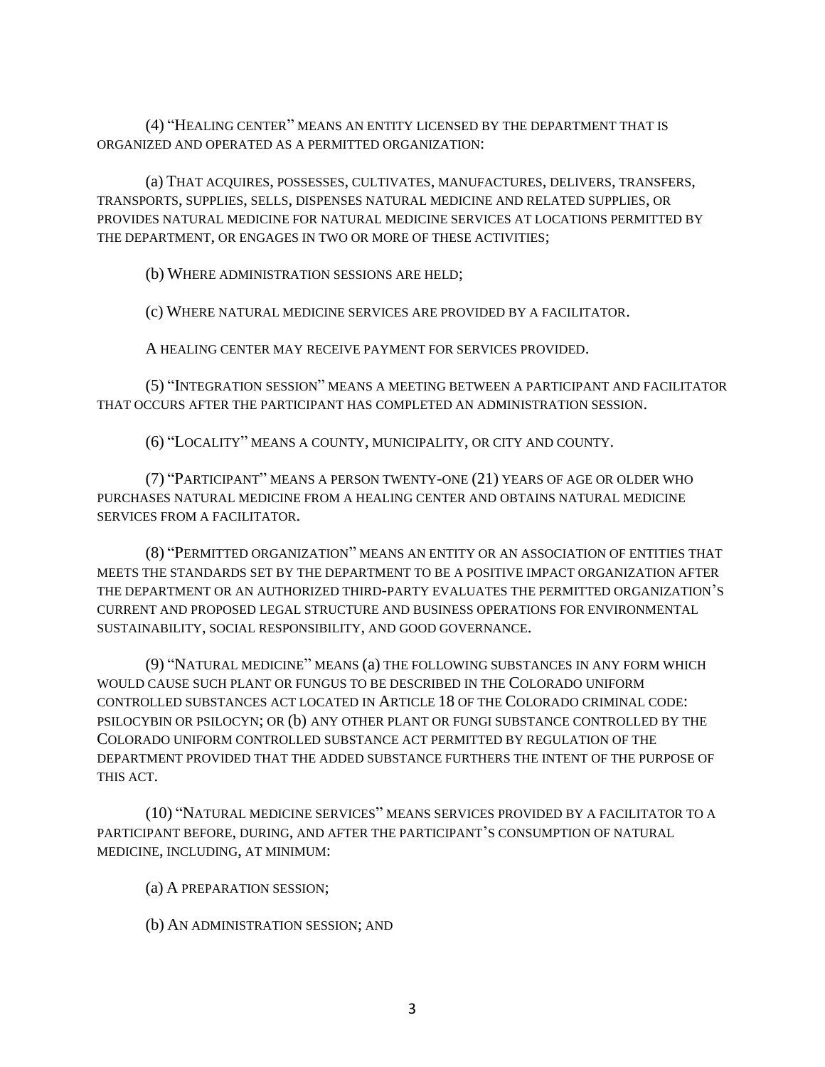(4) "HEALING CENTER" MEANS AN ENTITY LICENSED BY THE DEPARTMENT THAT IS ORGANIZED AND OPERATED AS A PERMITTED ORGANIZATION:

(a) THAT ACQUIRES, POSSESSES, CULTIVATES, MANUFACTURES, DELIVERS, TRANSFERS, TRANSPORTS, SUPPLIES, SELLS, DISPENSES NATURAL MEDICINE AND RELATED SUPPLIES, OR PROVIDES NATURAL MEDICINE FOR NATURAL MEDICINE SERVICES AT LOCATIONS PERMITTED BY THE DEPARTMENT, OR ENGAGES IN TWO OR MORE OF THESE ACTIVITIES;

(b) WHERE ADMINISTRATION SESSIONS ARE HELD;

(c) WHERE NATURAL MEDICINE SERVICES ARE PROVIDED BY A FACILITATOR.

A HEALING CENTER MAY RECEIVE PAYMENT FOR SERVICES PROVIDED.

(5) "INTEGRATION SESSION" MEANS A MEETING BETWEEN A PARTICIPANT AND FACILITATOR THAT OCCURS AFTER THE PARTICIPANT HAS COMPLETED AN ADMINISTRATION SESSION.

(6) "LOCALITY" MEANS A COUNTY, MUNICIPALITY, OR CITY AND COUNTY.

(7) "PARTICIPANT" MEANS A PERSON TWENTY-ONE (21) YEARS OF AGE OR OLDER WHO PURCHASES NATURAL MEDICINE FROM A HEALING CENTER AND OBTAINS NATURAL MEDICINE SERVICES FROM A FACILITATOR.

(8) "PERMITTED ORGANIZATION" MEANS AN ENTITY OR AN ASSOCIATION OF ENTITIES THAT MEETS THE STANDARDS SET BY THE DEPARTMENT TO BE A POSITIVE IMPACT ORGANIZATION AFTER THE DEPARTMENT OR AN AUTHORIZED THIRD-PARTY EVALUATES THE PERMITTED ORGANIZATION'S CURRENT AND PROPOSED LEGAL STRUCTURE AND BUSINESS OPERATIONS FOR ENVIRONMENTAL SUSTAINABILITY, SOCIAL RESPONSIBILITY, AND GOOD GOVERNANCE.

(9) "NATURAL MEDICINE" MEANS (a) THE FOLLOWING SUBSTANCES IN ANY FORM WHICH WOULD CAUSE SUCH PLANT OR FUNGUS TO BE DESCRIBED IN THE COLORADO UNIFORM CONTROLLED SUBSTANCES ACT LOCATED IN ARTICLE 18 OF THE COLORADO CRIMINAL CODE: PSILOCYBIN OR PSILOCYN; OR (b) ANY OTHER PLANT OR FUNGI SUBSTANCE CONTROLLED BY THE COLORADO UNIFORM CONTROLLED SUBSTANCE ACT PERMITTED BY REGULATION OF THE DEPARTMENT PROVIDED THAT THE ADDED SUBSTANCE FURTHERS THE INTENT OF THE PURPOSE OF THIS ACT.

(10) "NATURAL MEDICINE SERVICES" MEANS SERVICES PROVIDED BY A FACILITATOR TO A PARTICIPANT BEFORE, DURING, AND AFTER THE PARTICIPANT'S CONSUMPTION OF NATURAL MEDICINE, INCLUDING, AT MINIMUM:

(a) A PREPARATION SESSION;

(b) AN ADMINISTRATION SESSION; AND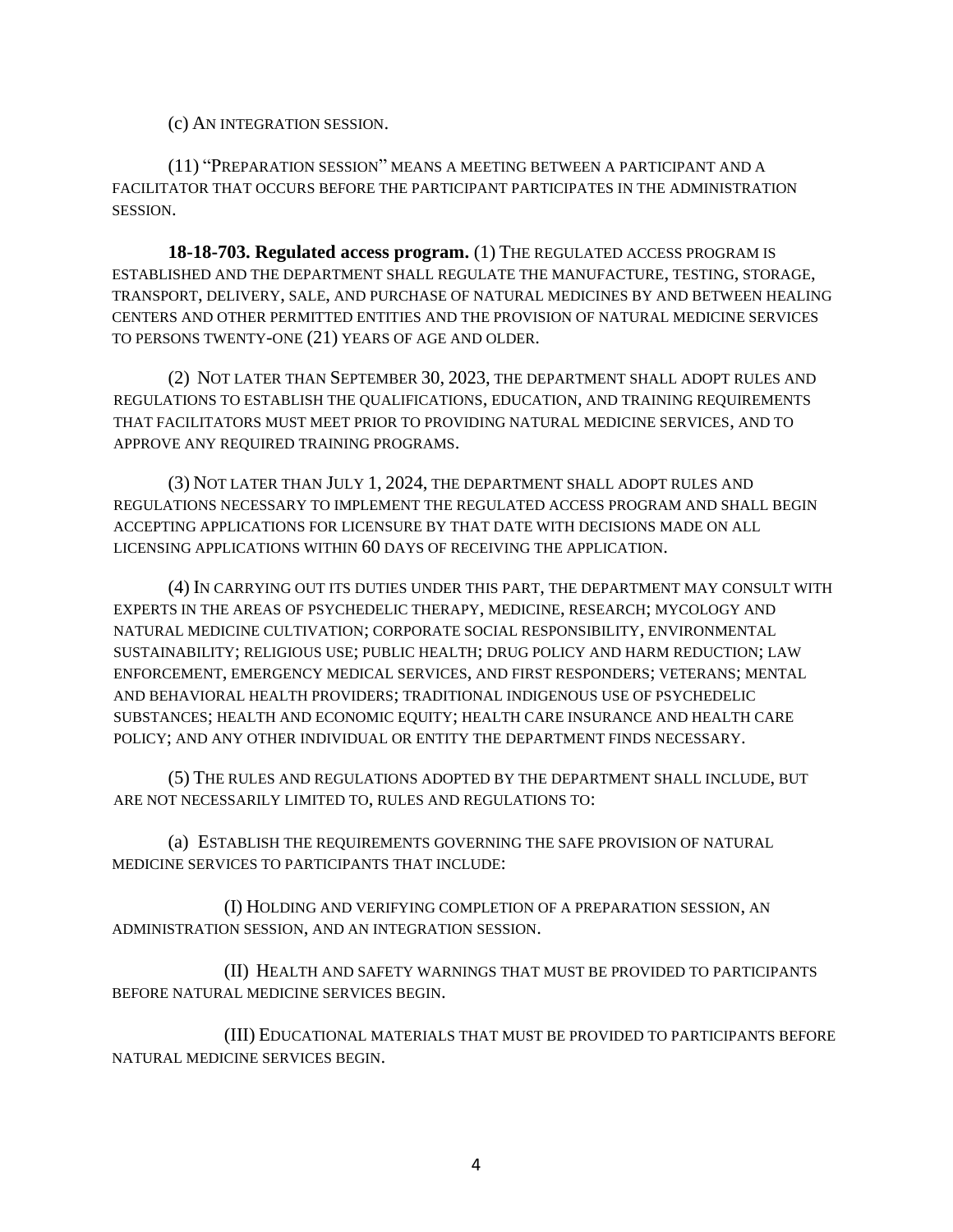(c) AN INTEGRATION SESSION.

(11) "PREPARATION SESSION" MEANS A MEETING BETWEEN A PARTICIPANT AND A FACILITATOR THAT OCCURS BEFORE THE PARTICIPANT PARTICIPATES IN THE ADMINISTRATION SESSION.

**18-18-703. Regulated access program.** (1) THE REGULATED ACCESS PROGRAM IS ESTABLISHED AND THE DEPARTMENT SHALL REGULATE THE MANUFACTURE, TESTING, STORAGE, TRANSPORT, DELIVERY, SALE, AND PURCHASE OF NATURAL MEDICINES BY AND BETWEEN HEALING CENTERS AND OTHER PERMITTED ENTITIES AND THE PROVISION OF NATURAL MEDICINE SERVICES TO PERSONS TWENTY-ONE (21) YEARS OF AGE AND OLDER.

(2) NOT LATER THAN SEPTEMBER 30, 2023, THE DEPARTMENT SHALL ADOPT RULES AND REGULATIONS TO ESTABLISH THE QUALIFICATIONS, EDUCATION, AND TRAINING REQUIREMENTS THAT FACILITATORS MUST MEET PRIOR TO PROVIDING NATURAL MEDICINE SERVICES, AND TO APPROVE ANY REQUIRED TRAINING PROGRAMS.

(3) NOT LATER THAN JULY 1, 2024, THE DEPARTMENT SHALL ADOPT RULES AND REGULATIONS NECESSARY TO IMPLEMENT THE REGULATED ACCESS PROGRAM AND SHALL BEGIN ACCEPTING APPLICATIONS FOR LICENSURE BY THAT DATE WITH DECISIONS MADE ON ALL LICENSING APPLICATIONS WITHIN 60 DAYS OF RECEIVING THE APPLICATION.

(4) IN CARRYING OUT ITS DUTIES UNDER THIS PART, THE DEPARTMENT MAY CONSULT WITH EXPERTS IN THE AREAS OF PSYCHEDELIC THERAPY, MEDICINE, RESEARCH; MYCOLOGY AND NATURAL MEDICINE CULTIVATION; CORPORATE SOCIAL RESPONSIBILITY, ENVIRONMENTAL SUSTAINABILITY; RELIGIOUS USE; PUBLIC HEALTH; DRUG POLICY AND HARM REDUCTION; LAW ENFORCEMENT, EMERGENCY MEDICAL SERVICES, AND FIRST RESPONDERS; VETERANS; MENTAL AND BEHAVIORAL HEALTH PROVIDERS; TRADITIONAL INDIGENOUS USE OF PSYCHEDELIC SUBSTANCES; HEALTH AND ECONOMIC EQUITY; HEALTH CARE INSURANCE AND HEALTH CARE POLICY; AND ANY OTHER INDIVIDUAL OR ENTITY THE DEPARTMENT FINDS NECESSARY.

(5) THE RULES AND REGULATIONS ADOPTED BY THE DEPARTMENT SHALL INCLUDE, BUT ARE NOT NECESSARILY LIMITED TO, RULES AND REGULATIONS TO:

(a) ESTABLISH THE REQUIREMENTS GOVERNING THE SAFE PROVISION OF NATURAL MEDICINE SERVICES TO PARTICIPANTS THAT INCLUDE:

(I) HOLDING AND VERIFYING COMPLETION OF A PREPARATION SESSION, AN ADMINISTRATION SESSION, AND AN INTEGRATION SESSION.

(II) HEALTH AND SAFETY WARNINGS THAT MUST BE PROVIDED TO PARTICIPANTS BEFORE NATURAL MEDICINE SERVICES BEGIN.

(III) EDUCATIONAL MATERIALS THAT MUST BE PROVIDED TO PARTICIPANTS BEFORE NATURAL MEDICINE SERVICES BEGIN.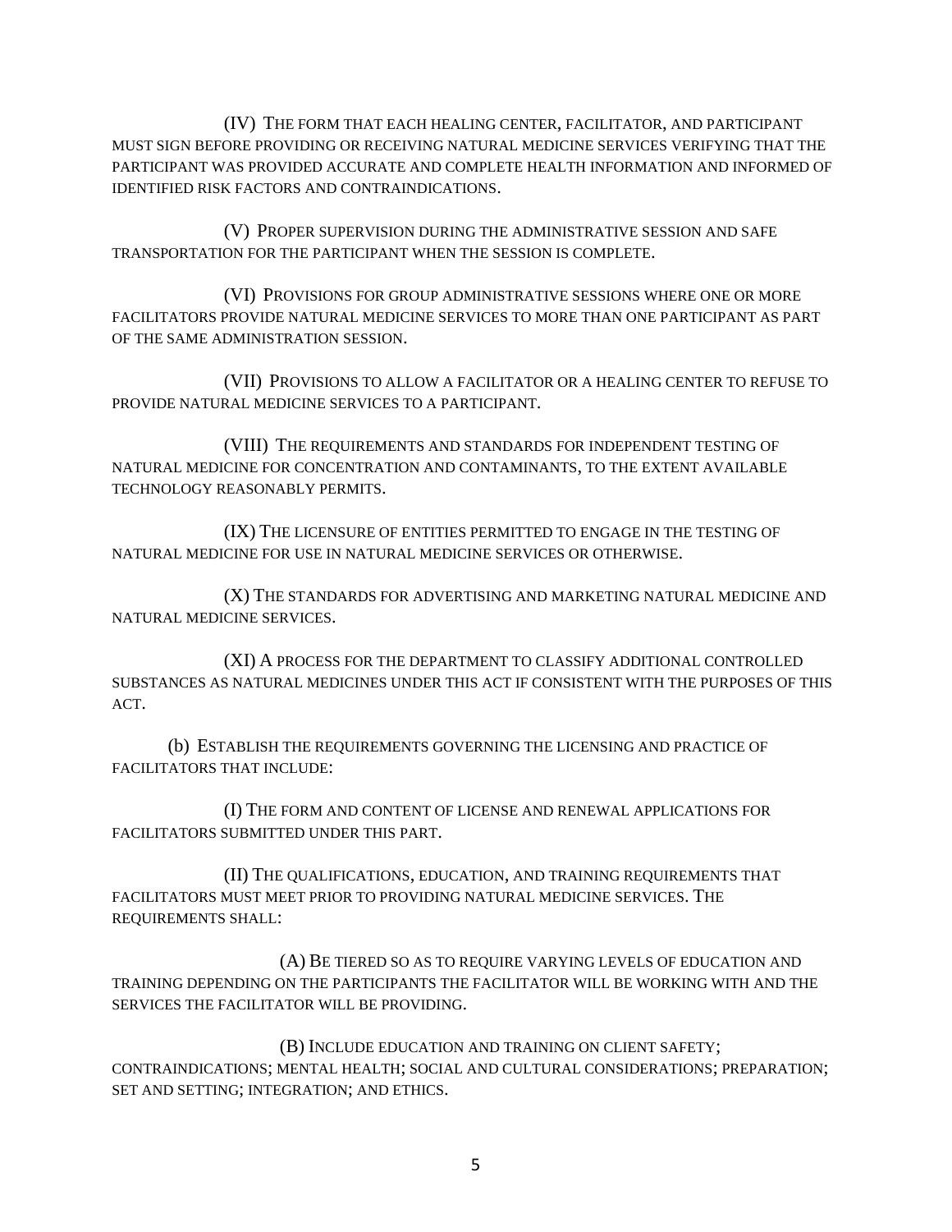(IV) THE FORM THAT EACH HEALING CENTER, FACILITATOR, AND PARTICIPANT MUST SIGN BEFORE PROVIDING OR RECEIVING NATURAL MEDICINE SERVICES VERIFYING THAT THE PARTICIPANT WAS PROVIDED ACCURATE AND COMPLETE HEALTH INFORMATION AND INFORMED OF IDENTIFIED RISK FACTORS AND CONTRAINDICATIONS.

(V) PROPER SUPERVISION DURING THE ADMINISTRATIVE SESSION AND SAFE TRANSPORTATION FOR THE PARTICIPANT WHEN THE SESSION IS COMPLETE.

(VI) PROVISIONS FOR GROUP ADMINISTRATIVE SESSIONS WHERE ONE OR MORE FACILITATORS PROVIDE NATURAL MEDICINE SERVICES TO MORE THAN ONE PARTICIPANT AS PART OF THE SAME ADMINISTRATION SESSION.

(VII) PROVISIONS TO ALLOW A FACILITATOR OR A HEALING CENTER TO REFUSE TO PROVIDE NATURAL MEDICINE SERVICES TO A PARTICIPANT.

(VIII) THE REQUIREMENTS AND STANDARDS FOR INDEPENDENT TESTING OF NATURAL MEDICINE FOR CONCENTRATION AND CONTAMINANTS, TO THE EXTENT AVAILABLE TECHNOLOGY REASONABLY PERMITS.

(IX) THE LICENSURE OF ENTITIES PERMITTED TO ENGAGE IN THE TESTING OF NATURAL MEDICINE FOR USE IN NATURAL MEDICINE SERVICES OR OTHERWISE.

(X) THE STANDARDS FOR ADVERTISING AND MARKETING NATURAL MEDICINE AND NATURAL MEDICINE SERVICES.

(XI) A PROCESS FOR THE DEPARTMENT TO CLASSIFY ADDITIONAL CONTROLLED SUBSTANCES AS NATURAL MEDICINES UNDER THIS ACT IF CONSISTENT WITH THE PURPOSES OF THIS ACT.

(b) ESTABLISH THE REQUIREMENTS GOVERNING THE LICENSING AND PRACTICE OF FACILITATORS THAT INCLUDE:

(I) THE FORM AND CONTENT OF LICENSE AND RENEWAL APPLICATIONS FOR FACILITATORS SUBMITTED UNDER THIS PART.

(II) THE QUALIFICATIONS, EDUCATION, AND TRAINING REQUIREMENTS THAT FACILITATORS MUST MEET PRIOR TO PROVIDING NATURAL MEDICINE SERVICES. THE REQUIREMENTS SHALL:

(A) BE TIERED SO AS TO REQUIRE VARYING LEVELS OF EDUCATION AND TRAINING DEPENDING ON THE PARTICIPANTS THE FACILITATOR WILL BE WORKING WITH AND THE SERVICES THE FACILITATOR WILL BE PROVIDING.

(B) INCLUDE EDUCATION AND TRAINING ON CLIENT SAFETY; CONTRAINDICATIONS; MENTAL HEALTH; SOCIAL AND CULTURAL CONSIDERATIONS; PREPARATION; SET AND SETTING; INTEGRATION; AND ETHICS.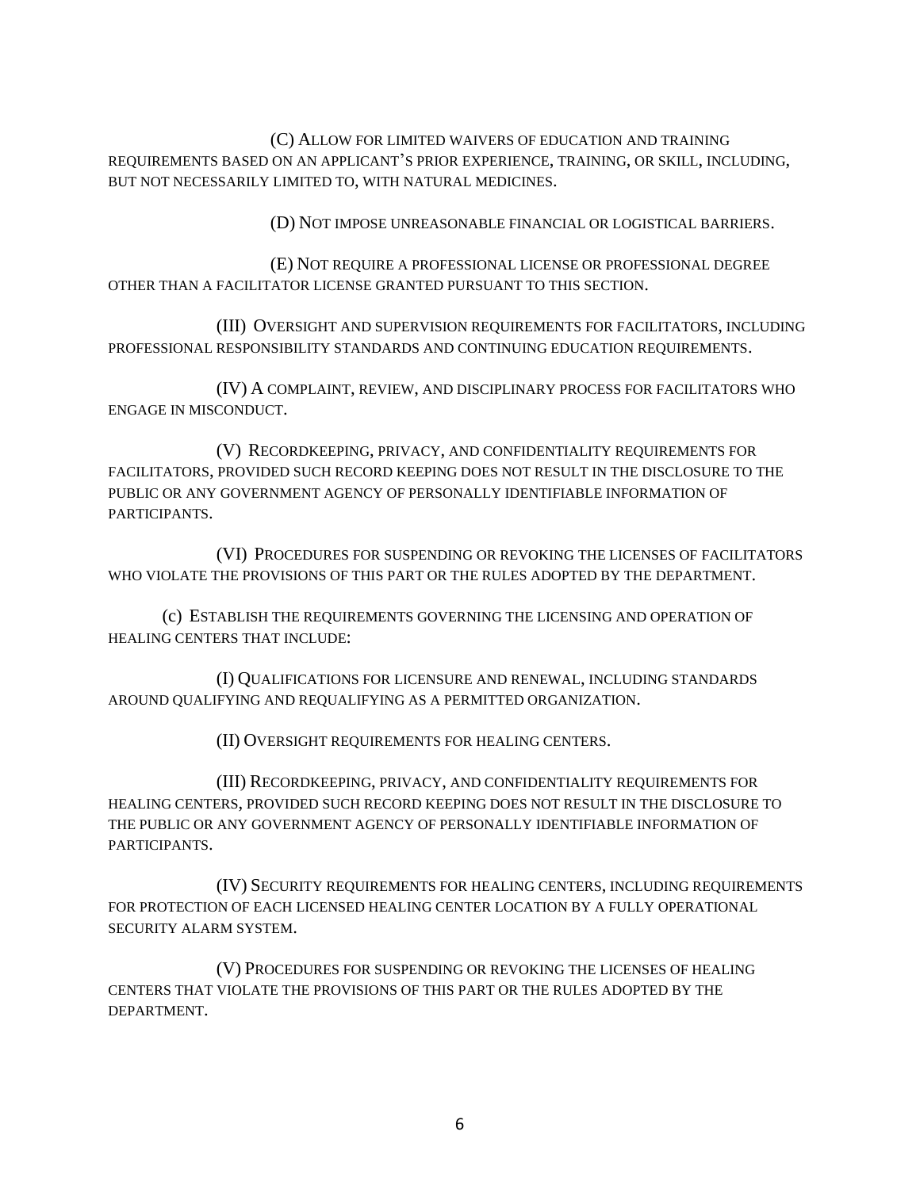(C) ALLOW FOR LIMITED WAIVERS OF EDUCATION AND TRAINING REQUIREMENTS BASED ON AN APPLICANT'S PRIOR EXPERIENCE, TRAINING, OR SKILL, INCLUDING, BUT NOT NECESSARILY LIMITED TO, WITH NATURAL MEDICINES.

(D) NOT IMPOSE UNREASONABLE FINANCIAL OR LOGISTICAL BARRIERS.

(E) NOT REQUIRE A PROFESSIONAL LICENSE OR PROFESSIONAL DEGREE OTHER THAN A FACILITATOR LICENSE GRANTED PURSUANT TO THIS SECTION.

(III) OVERSIGHT AND SUPERVISION REQUIREMENTS FOR FACILITATORS, INCLUDING PROFESSIONAL RESPONSIBILITY STANDARDS AND CONTINUING EDUCATION REQUIREMENTS.

(IV) A COMPLAINT, REVIEW, AND DISCIPLINARY PROCESS FOR FACILITATORS WHO ENGAGE IN MISCONDUCT.

(V) RECORDKEEPING, PRIVACY, AND CONFIDENTIALITY REQUIREMENTS FOR FACILITATORS, PROVIDED SUCH RECORD KEEPING DOES NOT RESULT IN THE DISCLOSURE TO THE PUBLIC OR ANY GOVERNMENT AGENCY OF PERSONALLY IDENTIFIABLE INFORMATION OF PARTICIPANTS.

(VI) PROCEDURES FOR SUSPENDING OR REVOKING THE LICENSES OF FACILITATORS WHO VIOLATE THE PROVISIONS OF THIS PART OR THE RULES ADOPTED BY THE DEPARTMENT.

(c) ESTABLISH THE REQUIREMENTS GOVERNING THE LICENSING AND OPERATION OF HEALING CENTERS THAT INCLUDE:

(I) QUALIFICATIONS FOR LICENSURE AND RENEWAL, INCLUDING STANDARDS AROUND QUALIFYING AND REQUALIFYING AS A PERMITTED ORGANIZATION.

(II) OVERSIGHT REQUIREMENTS FOR HEALING CENTERS.

(III) RECORDKEEPING, PRIVACY, AND CONFIDENTIALITY REQUIREMENTS FOR HEALING CENTERS, PROVIDED SUCH RECORD KEEPING DOES NOT RESULT IN THE DISCLOSURE TO THE PUBLIC OR ANY GOVERNMENT AGENCY OF PERSONALLY IDENTIFIABLE INFORMATION OF PARTICIPANTS.

(IV) SECURITY REQUIREMENTS FOR HEALING CENTERS, INCLUDING REQUIREMENTS FOR PROTECTION OF EACH LICENSED HEALING CENTER LOCATION BY A FULLY OPERATIONAL SECURITY ALARM SYSTEM.

(V) PROCEDURES FOR SUSPENDING OR REVOKING THE LICENSES OF HEALING CENTERS THAT VIOLATE THE PROVISIONS OF THIS PART OR THE RULES ADOPTED BY THE DEPARTMENT.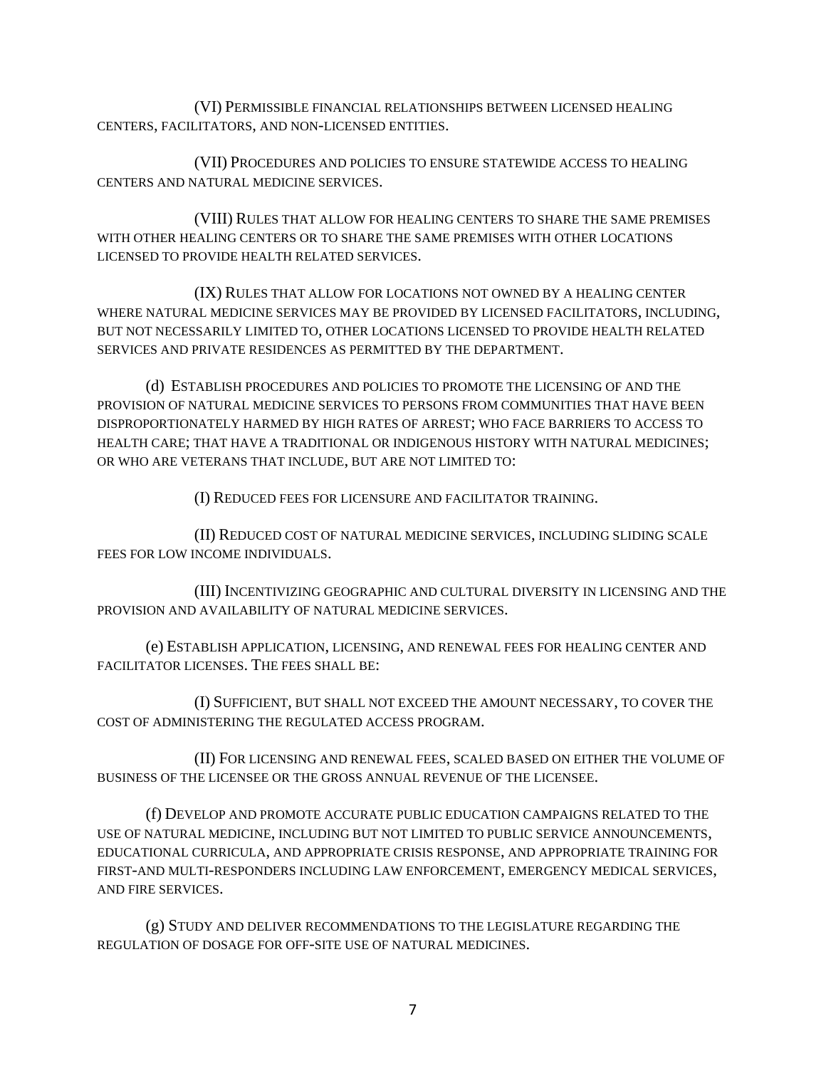(VI) PERMISSIBLE FINANCIAL RELATIONSHIPS BETWEEN LICENSED HEALING CENTERS, FACILITATORS, AND NON-LICENSED ENTITIES.

(VII) PROCEDURES AND POLICIES TO ENSURE STATEWIDE ACCESS TO HEALING CENTERS AND NATURAL MEDICINE SERVICES.

(VIII) RULES THAT ALLOW FOR HEALING CENTERS TO SHARE THE SAME PREMISES WITH OTHER HEALING CENTERS OR TO SHARE THE SAME PREMISES WITH OTHER LOCATIONS LICENSED TO PROVIDE HEALTH RELATED SERVICES.

(IX) RULES THAT ALLOW FOR LOCATIONS NOT OWNED BY A HEALING CENTER WHERE NATURAL MEDICINE SERVICES MAY BE PROVIDED BY LICENSED FACILITATORS, INCLUDING, BUT NOT NECESSARILY LIMITED TO, OTHER LOCATIONS LICENSED TO PROVIDE HEALTH RELATED SERVICES AND PRIVATE RESIDENCES AS PERMITTED BY THE DEPARTMENT.

(d) ESTABLISH PROCEDURES AND POLICIES TO PROMOTE THE LICENSING OF AND THE PROVISION OF NATURAL MEDICINE SERVICES TO PERSONS FROM COMMUNITIES THAT HAVE BEEN DISPROPORTIONATELY HARMED BY HIGH RATES OF ARREST; WHO FACE BARRIERS TO ACCESS TO HEALTH CARE; THAT HAVE A TRADITIONAL OR INDIGENOUS HISTORY WITH NATURAL MEDICINES; OR WHO ARE VETERANS THAT INCLUDE, BUT ARE NOT LIMITED TO:

(I) REDUCED FEES FOR LICENSURE AND FACILITATOR TRAINING.

(II) REDUCED COST OF NATURAL MEDICINE SERVICES, INCLUDING SLIDING SCALE FEES FOR LOW INCOME INDIVIDUALS.

(III) INCENTIVIZING GEOGRAPHIC AND CULTURAL DIVERSITY IN LICENSING AND THE PROVISION AND AVAILABILITY OF NATURAL MEDICINE SERVICES.

(e) ESTABLISH APPLICATION, LICENSING, AND RENEWAL FEES FOR HEALING CENTER AND FACILITATOR LICENSES. THE FEES SHALL BE:

(I) SUFFICIENT, BUT SHALL NOT EXCEED THE AMOUNT NECESSARY, TO COVER THE COST OF ADMINISTERING THE REGULATED ACCESS PROGRAM.

(II) FOR LICENSING AND RENEWAL FEES, SCALED BASED ON EITHER THE VOLUME OF BUSINESS OF THE LICENSEE OR THE GROSS ANNUAL REVENUE OF THE LICENSEE.

(f) DEVELOP AND PROMOTE ACCURATE PUBLIC EDUCATION CAMPAIGNS RELATED TO THE USE OF NATURAL MEDICINE, INCLUDING BUT NOT LIMITED TO PUBLIC SERVICE ANNOUNCEMENTS, EDUCATIONAL CURRICULA, AND APPROPRIATE CRISIS RESPONSE, AND APPROPRIATE TRAINING FOR FIRST-AND MULTI-RESPONDERS INCLUDING LAW ENFORCEMENT, EMERGENCY MEDICAL SERVICES, AND FIRE SERVICES.

(g) STUDY AND DELIVER RECOMMENDATIONS TO THE LEGISLATURE REGARDING THE REGULATION OF DOSAGE FOR OFF-SITE USE OF NATURAL MEDICINES.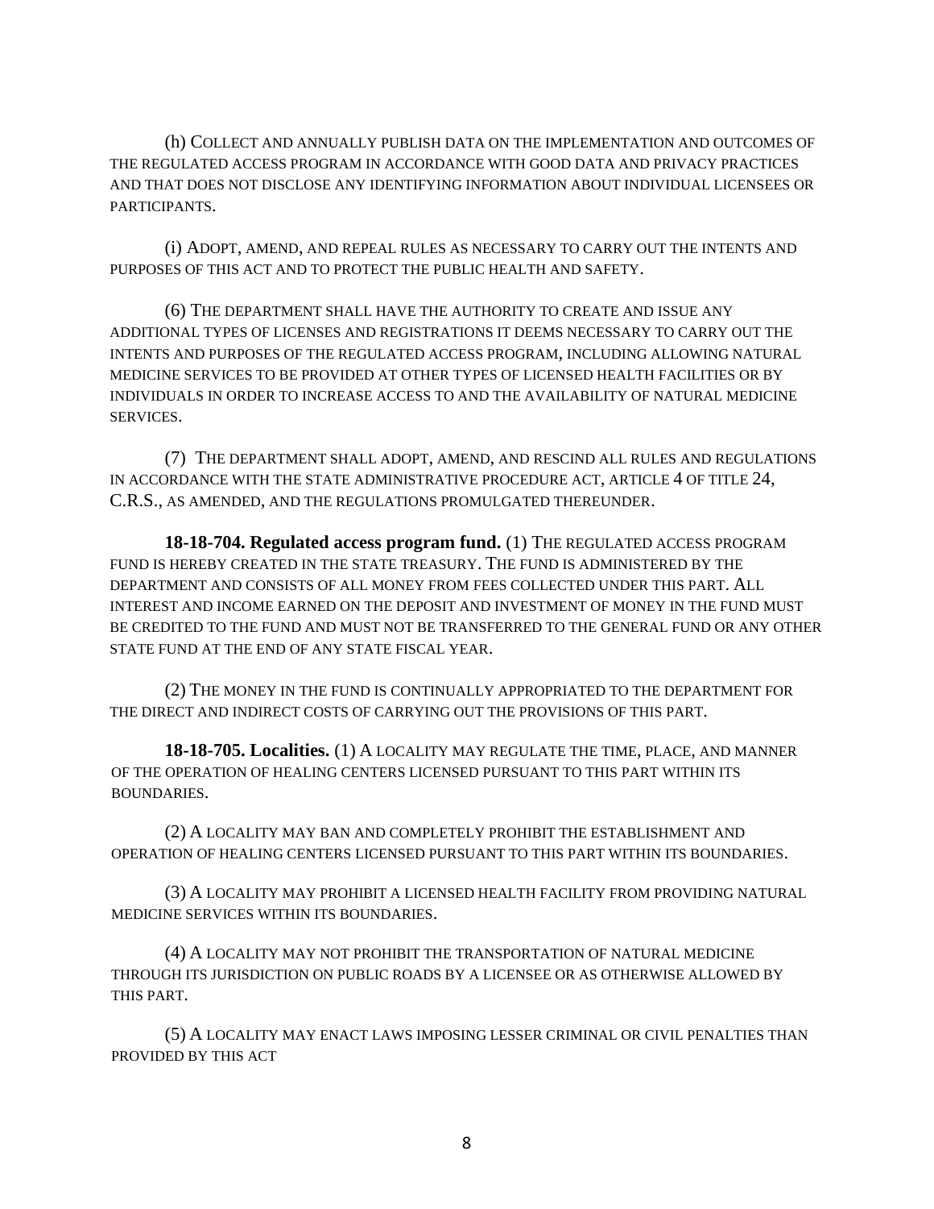(h) COLLECT AND ANNUALLY PUBLISH DATA ON THE IMPLEMENTATION AND OUTCOMES OF THE REGULATED ACCESS PROGRAM IN ACCORDANCE WITH GOOD DATA AND PRIVACY PRACTICES AND THAT DOES NOT DISCLOSE ANY IDENTIFYING INFORMATION ABOUT INDIVIDUAL LICENSEES OR PARTICIPANTS.

(i) ADOPT, AMEND, AND REPEAL RULES AS NECESSARY TO CARRY OUT THE INTENTS AND PURPOSES OF THIS ACT AND TO PROTECT THE PUBLIC HEALTH AND SAFETY.

(6) THE DEPARTMENT SHALL HAVE THE AUTHORITY TO CREATE AND ISSUE ANY ADDITIONAL TYPES OF LICENSES AND REGISTRATIONS IT DEEMS NECESSARY TO CARRY OUT THE INTENTS AND PURPOSES OF THE REGULATED ACCESS PROGRAM, INCLUDING ALLOWING NATURAL MEDICINE SERVICES TO BE PROVIDED AT OTHER TYPES OF LICENSED HEALTH FACILITIES OR BY INDIVIDUALS IN ORDER TO INCREASE ACCESS TO AND THE AVAILABILITY OF NATURAL MEDICINE SERVICES.

(7) THE DEPARTMENT SHALL ADOPT, AMEND, AND RESCIND ALL RULES AND REGULATIONS IN ACCORDANCE WITH THE STATE ADMINISTRATIVE PROCEDURE ACT, ARTICLE 4 OF TITLE 24, C.R.S., AS AMENDED, AND THE REGULATIONS PROMULGATED THEREUNDER.

**18-18-704. Regulated access program fund.** (1) THE REGULATED ACCESS PROGRAM FUND IS HEREBY CREATED IN THE STATE TREASURY. THE FUND IS ADMINISTERED BY THE DEPARTMENT AND CONSISTS OF ALL MONEY FROM FEES COLLECTED UNDER THIS PART. ALL INTEREST AND INCOME EARNED ON THE DEPOSIT AND INVESTMENT OF MONEY IN THE FUND MUST BE CREDITED TO THE FUND AND MUST NOT BE TRANSFERRED TO THE GENERAL FUND OR ANY OTHER STATE FUND AT THE END OF ANY STATE FISCAL YEAR.

(2) THE MONEY IN THE FUND IS CONTINUALLY APPROPRIATED TO THE DEPARTMENT FOR THE DIRECT AND INDIRECT COSTS OF CARRYING OUT THE PROVISIONS OF THIS PART.

**18-18-705. Localities.** (1) A LOCALITY MAY REGULATE THE TIME, PLACE, AND MANNER OF THE OPERATION OF HEALING CENTERS LICENSED PURSUANT TO THIS PART WITHIN ITS BOUNDARIES.

(2) A LOCALITY MAY BAN AND COMPLETELY PROHIBIT THE ESTABLISHMENT AND OPERATION OF HEALING CENTERS LICENSED PURSUANT TO THIS PART WITHIN ITS BOUNDARIES.

(3) A LOCALITY MAY PROHIBIT A LICENSED HEALTH FACILITY FROM PROVIDING NATURAL MEDICINE SERVICES WITHIN ITS BOUNDARIES.

(4) A LOCALITY MAY NOT PROHIBIT THE TRANSPORTATION OF NATURAL MEDICINE THROUGH ITS JURISDICTION ON PUBLIC ROADS BY A LICENSEE OR AS OTHERWISE ALLOWED BY THIS PART.

(5) A LOCALITY MAY ENACT LAWS IMPOSING LESSER CRIMINAL OR CIVIL PENALTIES THAN PROVIDED BY THIS ACT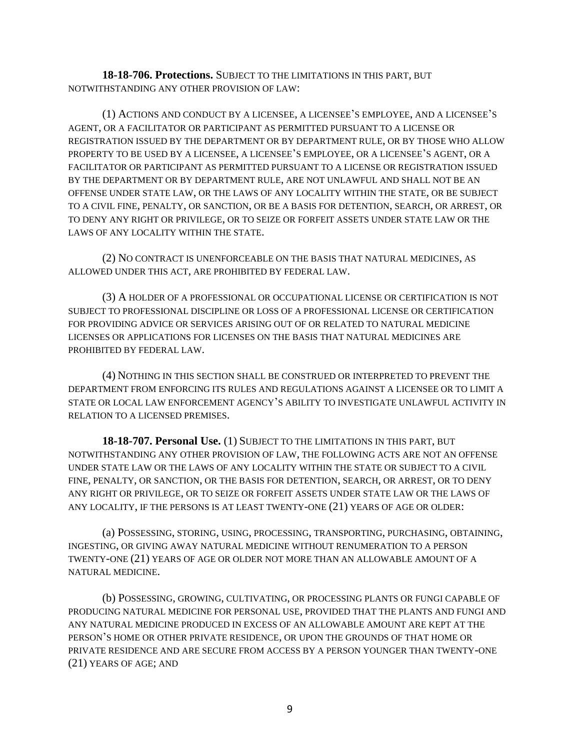**18-18-706. Protections.** SUBJECT TO THE LIMITATIONS IN THIS PART, BUT NOTWITHSTANDING ANY OTHER PROVISION OF LAW:

(1) ACTIONS AND CONDUCT BY A LICENSEE, A LICENSEE'S EMPLOYEE, AND A LICENSEE'S AGENT, OR A FACILITATOR OR PARTICIPANT AS PERMITTED PURSUANT TO A LICENSE OR REGISTRATION ISSUED BY THE DEPARTMENT OR BY DEPARTMENT RULE, OR BY THOSE WHO ALLOW PROPERTY TO BE USED BY A LICENSEE, A LICENSEE'S EMPLOYEE, OR A LICENSEE'S AGENT, OR A FACILITATOR OR PARTICIPANT AS PERMITTED PURSUANT TO A LICENSE OR REGISTRATION ISSUED BY THE DEPARTMENT OR BY DEPARTMENT RULE, ARE NOT UNLAWFUL AND SHALL NOT BE AN OFFENSE UNDER STATE LAW, OR THE LAWS OF ANY LOCALITY WITHIN THE STATE, OR BE SUBJECT TO A CIVIL FINE, PENALTY, OR SANCTION, OR BE A BASIS FOR DETENTION, SEARCH, OR ARREST, OR TO DENY ANY RIGHT OR PRIVILEGE, OR TO SEIZE OR FORFEIT ASSETS UNDER STATE LAW OR THE LAWS OF ANY LOCALITY WITHIN THE STATE.

(2) NO CONTRACT IS UNENFORCEABLE ON THE BASIS THAT NATURAL MEDICINES, AS ALLOWED UNDER THIS ACT, ARE PROHIBITED BY FEDERAL LAW.

(3) A HOLDER OF A PROFESSIONAL OR OCCUPATIONAL LICENSE OR CERTIFICATION IS NOT SUBJECT TO PROFESSIONAL DISCIPLINE OR LOSS OF A PROFESSIONAL LICENSE OR CERTIFICATION FOR PROVIDING ADVICE OR SERVICES ARISING OUT OF OR RELATED TO NATURAL MEDICINE LICENSES OR APPLICATIONS FOR LICENSES ON THE BASIS THAT NATURAL MEDICINES ARE PROHIBITED BY FEDERAL LAW.

(4) NOTHING IN THIS SECTION SHALL BE CONSTRUED OR INTERPRETED TO PREVENT THE DEPARTMENT FROM ENFORCING ITS RULES AND REGULATIONS AGAINST A LICENSEE OR TO LIMIT A STATE OR LOCAL LAW ENFORCEMENT AGENCY'S ABILITY TO INVESTIGATE UNLAWFUL ACTIVITY IN RELATION TO A LICENSED PREMISES.

**18-18-707. Personal Use.** (1) SUBJECT TO THE LIMITATIONS IN THIS PART, BUT NOTWITHSTANDING ANY OTHER PROVISION OF LAW, THE FOLLOWING ACTS ARE NOT AN OFFENSE UNDER STATE LAW OR THE LAWS OF ANY LOCALITY WITHIN THE STATE OR SUBJECT TO A CIVIL FINE, PENALTY, OR SANCTION, OR THE BASIS FOR DETENTION, SEARCH, OR ARREST, OR TO DENY ANY RIGHT OR PRIVILEGE, OR TO SEIZE OR FORFEIT ASSETS UNDER STATE LAW OR THE LAWS OF ANY LOCALITY, IF THE PERSONS IS AT LEAST TWENTY-ONE (21) YEARS OF AGE OR OLDER:

(a) POSSESSING, STORING, USING, PROCESSING, TRANSPORTING, PURCHASING, OBTAINING, INGESTING, OR GIVING AWAY NATURAL MEDICINE WITHOUT RENUMERATION TO A PERSON TWENTY-ONE (21) YEARS OF AGE OR OLDER NOT MORE THAN AN ALLOWABLE AMOUNT OF A NATURAL MEDICINE.

(b) POSSESSING, GROWING, CULTIVATING, OR PROCESSING PLANTS OR FUNGI CAPABLE OF PRODUCING NATURAL MEDICINE FOR PERSONAL USE, PROVIDED THAT THE PLANTS AND FUNGI AND ANY NATURAL MEDICINE PRODUCED IN EXCESS OF AN ALLOWABLE AMOUNT ARE KEPT AT THE PERSON'S HOME OR OTHER PRIVATE RESIDENCE, OR UPON THE GROUNDS OF THAT HOME OR PRIVATE RESIDENCE AND ARE SECURE FROM ACCESS BY A PERSON YOUNGER THAN TWENTY-ONE (21) YEARS OF AGE; AND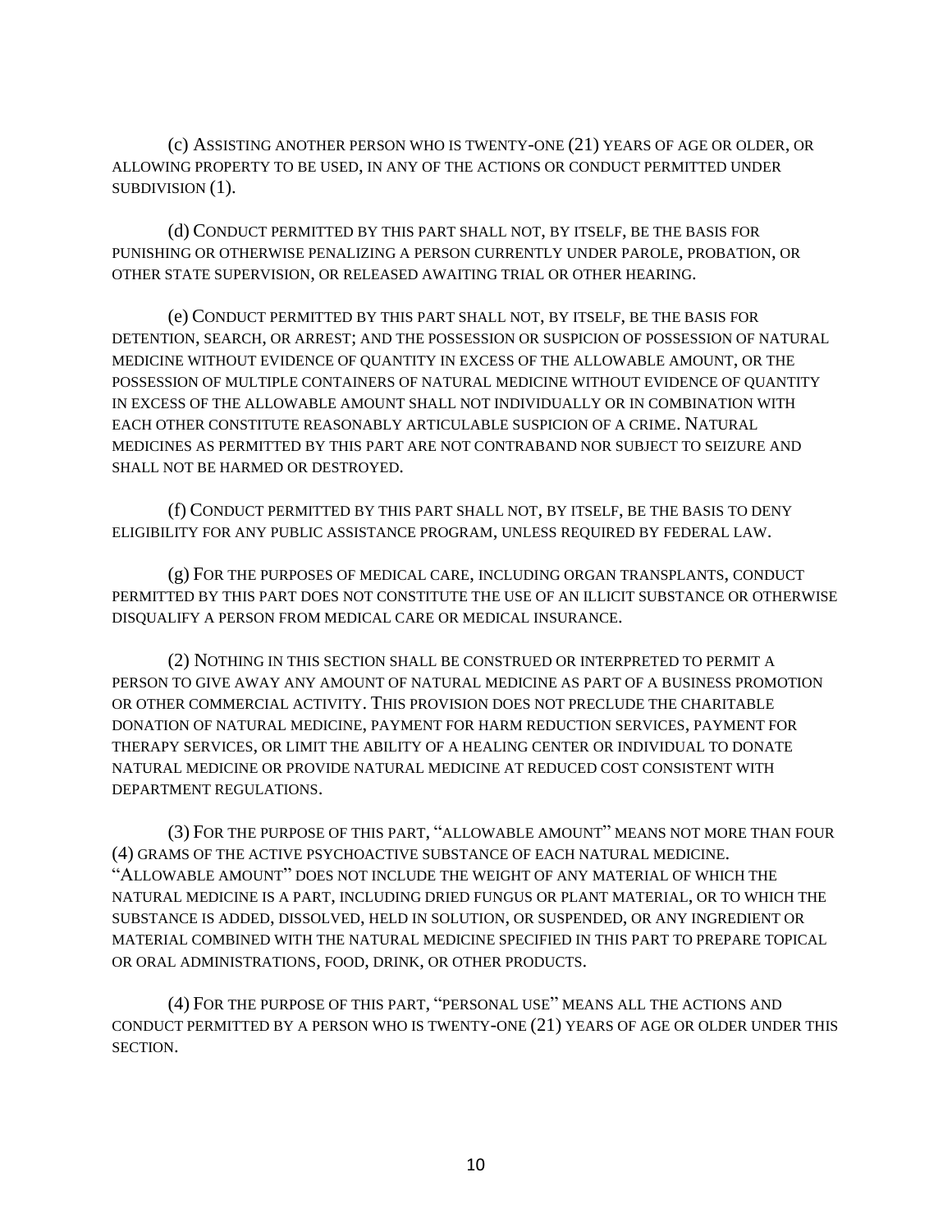(c) ASSISTING ANOTHER PERSON WHO IS TWENTY-ONE (21) YEARS OF AGE OR OLDER, OR ALLOWING PROPERTY TO BE USED, IN ANY OF THE ACTIONS OR CONDUCT PERMITTED UNDER SUBDIVISION (1).

(d) CONDUCT PERMITTED BY THIS PART SHALL NOT, BY ITSELF, BE THE BASIS FOR PUNISHING OR OTHERWISE PENALIZING A PERSON CURRENTLY UNDER PAROLE, PROBATION, OR OTHER STATE SUPERVISION, OR RELEASED AWAITING TRIAL OR OTHER HEARING.

(e) CONDUCT PERMITTED BY THIS PART SHALL NOT, BY ITSELF, BE THE BASIS FOR DETENTION, SEARCH, OR ARREST; AND THE POSSESSION OR SUSPICION OF POSSESSION OF NATURAL MEDICINE WITHOUT EVIDENCE OF QUANTITY IN EXCESS OF THE ALLOWABLE AMOUNT, OR THE POSSESSION OF MULTIPLE CONTAINERS OF NATURAL MEDICINE WITHOUT EVIDENCE OF QUANTITY IN EXCESS OF THE ALLOWABLE AMOUNT SHALL NOT INDIVIDUALLY OR IN COMBINATION WITH EACH OTHER CONSTITUTE REASONABLY ARTICULABLE SUSPICION OF A CRIME. NATURAL MEDICINES AS PERMITTED BY THIS PART ARE NOT CONTRABAND NOR SUBJECT TO SEIZURE AND SHALL NOT BE HARMED OR DESTROYED.

(f) CONDUCT PERMITTED BY THIS PART SHALL NOT, BY ITSELF, BE THE BASIS TO DENY ELIGIBILITY FOR ANY PUBLIC ASSISTANCE PROGRAM, UNLESS REQUIRED BY FEDERAL LAW.

(g) FOR THE PURPOSES OF MEDICAL CARE, INCLUDING ORGAN TRANSPLANTS, CONDUCT PERMITTED BY THIS PART DOES NOT CONSTITUTE THE USE OF AN ILLICIT SUBSTANCE OR OTHERWISE DISQUALIFY A PERSON FROM MEDICAL CARE OR MEDICAL INSURANCE.

(2) NOTHING IN THIS SECTION SHALL BE CONSTRUED OR INTERPRETED TO PERMIT A PERSON TO GIVE AWAY ANY AMOUNT OF NATURAL MEDICINE AS PART OF A BUSINESS PROMOTION OR OTHER COMMERCIAL ACTIVITY. THIS PROVISION DOES NOT PRECLUDE THE CHARITABLE DONATION OF NATURAL MEDICINE, PAYMENT FOR HARM REDUCTION SERVICES, PAYMENT FOR THERAPY SERVICES, OR LIMIT THE ABILITY OF A HEALING CENTER OR INDIVIDUAL TO DONATE NATURAL MEDICINE OR PROVIDE NATURAL MEDICINE AT REDUCED COST CONSISTENT WITH DEPARTMENT REGULATIONS.

(3) FOR THE PURPOSE OF THIS PART, "ALLOWABLE AMOUNT" MEANS NOT MORE THAN FOUR (4) GRAMS OF THE ACTIVE PSYCHOACTIVE SUBSTANCE OF EACH NATURAL MEDICINE. "ALLOWABLE AMOUNT" DOES NOT INCLUDE THE WEIGHT OF ANY MATERIAL OF WHICH THE NATURAL MEDICINE IS A PART, INCLUDING DRIED FUNGUS OR PLANT MATERIAL, OR TO WHICH THE SUBSTANCE IS ADDED, DISSOLVED, HELD IN SOLUTION, OR SUSPENDED, OR ANY INGREDIENT OR MATERIAL COMBINED WITH THE NATURAL MEDICINE SPECIFIED IN THIS PART TO PREPARE TOPICAL OR ORAL ADMINISTRATIONS, FOOD, DRINK, OR OTHER PRODUCTS.

(4) FOR THE PURPOSE OF THIS PART, "PERSONAL USE" MEANS ALL THE ACTIONS AND CONDUCT PERMITTED BY A PERSON WHO IS TWENTY-ONE (21) YEARS OF AGE OR OLDER UNDER THIS SECTION.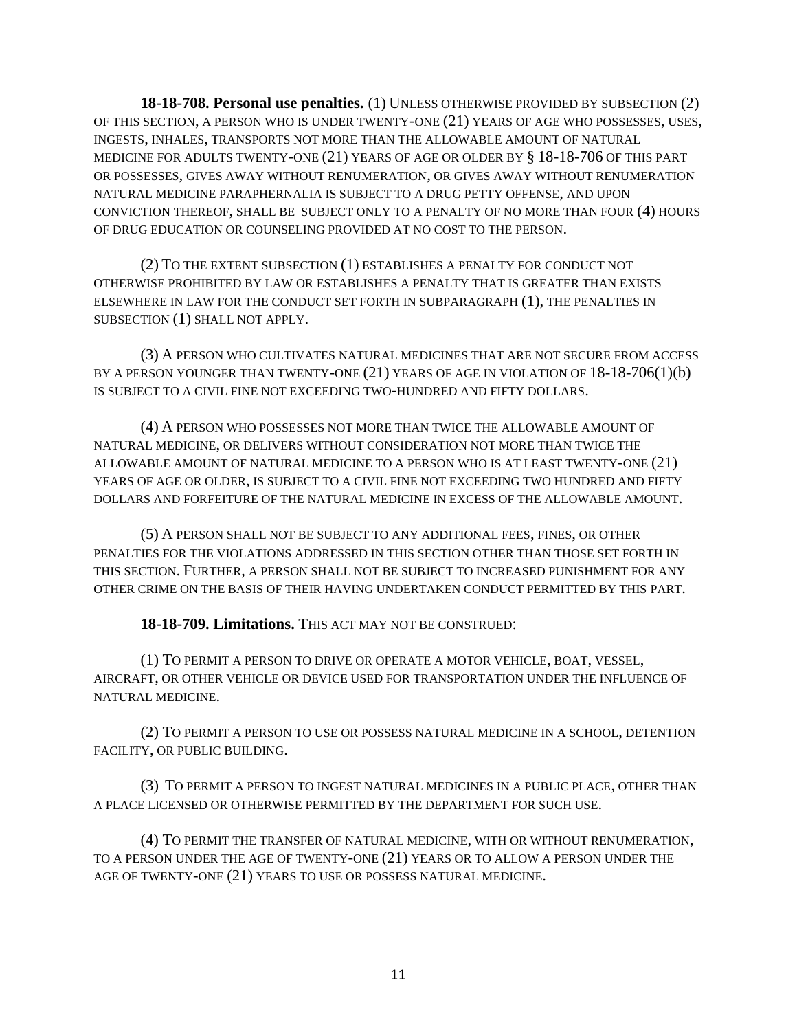**18-18-708. Personal use penalties.** (1) UNLESS OTHERWISE PROVIDED BY SUBSECTION (2) OF THIS SECTION, A PERSON WHO IS UNDER TWENTY-ONE (21) YEARS OF AGE WHO POSSESSES, USES, INGESTS, INHALES, TRANSPORTS NOT MORE THAN THE ALLOWABLE AMOUNT OF NATURAL MEDICINE FOR ADULTS TWENTY-ONE (21) YEARS OF AGE OR OLDER BY § 18-18-706 OF THIS PART OR POSSESSES, GIVES AWAY WITHOUT RENUMERATION, OR GIVES AWAY WITHOUT RENUMERATION NATURAL MEDICINE PARAPHERNALIA IS SUBJECT TO A DRUG PETTY OFFENSE, AND UPON CONVICTION THEREOF, SHALL BE SUBJECT ONLY TO A PENALTY OF NO MORE THAN FOUR (4) HOURS OF DRUG EDUCATION OR COUNSELING PROVIDED AT NO COST TO THE PERSON.

(2) TO THE EXTENT SUBSECTION (1) ESTABLISHES A PENALTY FOR CONDUCT NOT OTHERWISE PROHIBITED BY LAW OR ESTABLISHES A PENALTY THAT IS GREATER THAN EXISTS ELSEWHERE IN LAW FOR THE CONDUCT SET FORTH IN SUBPARAGRAPH (1), THE PENALTIES IN SUBSECTION (1) SHALL NOT APPLY.

(3) A PERSON WHO CULTIVATES NATURAL MEDICINES THAT ARE NOT SECURE FROM ACCESS BY A PERSON YOUNGER THAN TWENTY-ONE (21) YEARS OF AGE IN VIOLATION OF 18-18-706(1)(b) IS SUBJECT TO A CIVIL FINE NOT EXCEEDING TWO-HUNDRED AND FIFTY DOLLARS.

(4) A PERSON WHO POSSESSES NOT MORE THAN TWICE THE ALLOWABLE AMOUNT OF NATURAL MEDICINE, OR DELIVERS WITHOUT CONSIDERATION NOT MORE THAN TWICE THE ALLOWABLE AMOUNT OF NATURAL MEDICINE TO A PERSON WHO IS AT LEAST TWENTY-ONE (21) YEARS OF AGE OR OLDER, IS SUBJECT TO A CIVIL FINE NOT EXCEEDING TWO HUNDRED AND FIFTY DOLLARS AND FORFEITURE OF THE NATURAL MEDICINE IN EXCESS OF THE ALLOWABLE AMOUNT.

(5) A PERSON SHALL NOT BE SUBJECT TO ANY ADDITIONAL FEES, FINES, OR OTHER PENALTIES FOR THE VIOLATIONS ADDRESSED IN THIS SECTION OTHER THAN THOSE SET FORTH IN THIS SECTION. FURTHER, A PERSON SHALL NOT BE SUBJECT TO INCREASED PUNISHMENT FOR ANY OTHER CRIME ON THE BASIS OF THEIR HAVING UNDERTAKEN CONDUCT PERMITTED BY THIS PART.

**18-18-709. Limitations.** THIS ACT MAY NOT BE CONSTRUED:

(1) TO PERMIT A PERSON TO DRIVE OR OPERATE A MOTOR VEHICLE, BOAT, VESSEL, AIRCRAFT, OR OTHER VEHICLE OR DEVICE USED FOR TRANSPORTATION UNDER THE INFLUENCE OF NATURAL MEDICINE.

(2) TO PERMIT A PERSON TO USE OR POSSESS NATURAL MEDICINE IN A SCHOOL, DETENTION FACILITY, OR PUBLIC BUILDING.

(3) TO PERMIT A PERSON TO INGEST NATURAL MEDICINES IN A PUBLIC PLACE, OTHER THAN A PLACE LICENSED OR OTHERWISE PERMITTED BY THE DEPARTMENT FOR SUCH USE.

(4) TO PERMIT THE TRANSFER OF NATURAL MEDICINE, WITH OR WITHOUT RENUMERATION, TO A PERSON UNDER THE AGE OF TWENTY-ONE (21) YEARS OR TO ALLOW A PERSON UNDER THE AGE OF TWENTY-ONE (21) YEARS TO USE OR POSSESS NATURAL MEDICINE.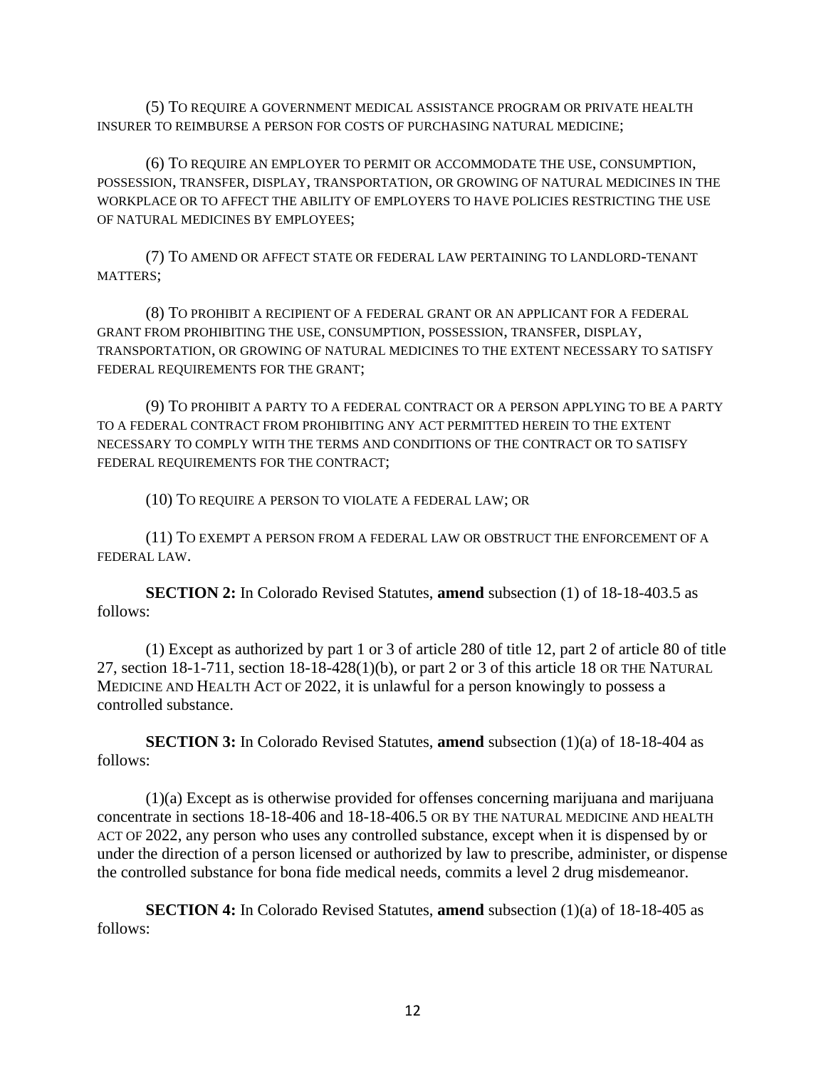(5) TO REQUIRE A GOVERNMENT MEDICAL ASSISTANCE PROGRAM OR PRIVATE HEALTH INSURER TO REIMBURSE A PERSON FOR COSTS OF PURCHASING NATURAL MEDICINE;

(6) TO REQUIRE AN EMPLOYER TO PERMIT OR ACCOMMODATE THE USE, CONSUMPTION, POSSESSION, TRANSFER, DISPLAY, TRANSPORTATION, OR GROWING OF NATURAL MEDICINES IN THE WORKPLACE OR TO AFFECT THE ABILITY OF EMPLOYERS TO HAVE POLICIES RESTRICTING THE USE OF NATURAL MEDICINES BY EMPLOYEES;

(7) TO AMEND OR AFFECT STATE OR FEDERAL LAW PERTAINING TO LANDLORD-TENANT MATTERS;

(8) TO PROHIBIT A RECIPIENT OF A FEDERAL GRANT OR AN APPLICANT FOR A FEDERAL GRANT FROM PROHIBITING THE USE, CONSUMPTION, POSSESSION, TRANSFER, DISPLAY, TRANSPORTATION, OR GROWING OF NATURAL MEDICINES TO THE EXTENT NECESSARY TO SATISFY FEDERAL REQUIREMENTS FOR THE GRANT;

(9) TO PROHIBIT A PARTY TO A FEDERAL CONTRACT OR A PERSON APPLYING TO BE A PARTY TO A FEDERAL CONTRACT FROM PROHIBITING ANY ACT PERMITTED HEREIN TO THE EXTENT NECESSARY TO COMPLY WITH THE TERMS AND CONDITIONS OF THE CONTRACT OR TO SATISFY FEDERAL REQUIREMENTS FOR THE CONTRACT;

(10) TO REQUIRE A PERSON TO VIOLATE A FEDERAL LAW; OR

(11) TO EXEMPT A PERSON FROM A FEDERAL LAW OR OBSTRUCT THE ENFORCEMENT OF A FEDERAL LAW.

**SECTION 2:** In Colorado Revised Statutes, **amend** subsection (1) of 18-18-403.5 as follows:

(1) Except as authorized by part 1 or 3 of article 280 of title 12, part 2 of article 80 of title 27, section 18-1-711, section 18-18-428(1)(b), or part 2 or 3 of this article 18 OR THE NATURAL MEDICINE AND HEALTH ACT OF 2022, it is unlawful for a person knowingly to possess a controlled substance.

**SECTION 3:** In Colorado Revised Statutes, **amend** subsection (1)(a) of 18-18-404 as follows:

(1)(a) Except as is otherwise provided for offenses concerning marijuana and marijuana concentrate in sections 18-18-406 and 18-18-406.5 OR BY THE NATURAL MEDICINE AND HEALTH ACT OF 2022, any person who uses any controlled substance, except when it is dispensed by or under the direction of a person licensed or authorized by law to prescribe, administer, or dispense the controlled substance for bona fide medical needs, commits a level 2 drug misdemeanor.

**SECTION 4:** In Colorado Revised Statutes, **amend** subsection (1)(a) of 18-18-405 as follows: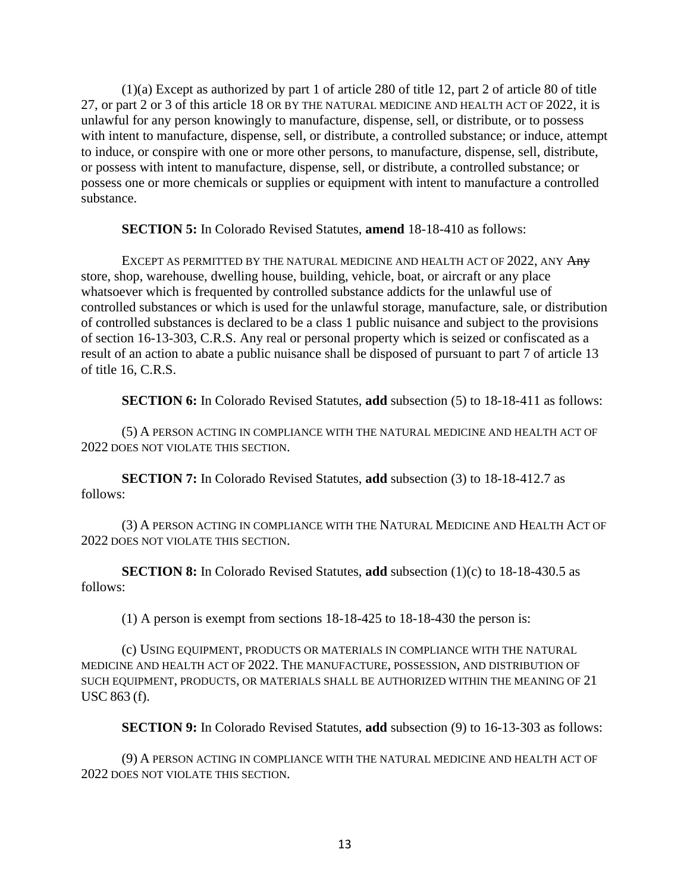(1)(a) Except as authorized by part 1 of article 280 of title 12, part 2 of article 80 of title 27, or part 2 or 3 of this article 18 OR BY THE NATURAL MEDICINE AND HEALTH ACT OF 2022, it is unlawful for any person knowingly to manufacture, dispense, sell, or distribute, or to possess with intent to manufacture, dispense, sell, or distribute, a controlled substance; or induce, attempt to induce, or conspire with one or more other persons, to manufacture, dispense, sell, distribute, or possess with intent to manufacture, dispense, sell, or distribute, a controlled substance; or possess one or more chemicals or supplies or equipment with intent to manufacture a controlled substance.

**SECTION 5:** In Colorado Revised Statutes, **amend** 18-18-410 as follows:

EXCEPT AS PERMITTED BY THE NATURAL MEDICINE AND HEALTH ACT OF 2022, ANY ~~Any~~ store, shop, warehouse, dwelling house, building, vehicle, boat, or aircraft or any place whatsoever which is frequented by controlled substance addicts for the unlawful use of controlled substances or which is used for the unlawful storage, manufacture, sale, or distribution of controlled substances is declared to be a class 1 public nuisance and subject to the provisions of section 16-13-303, C.R.S. Any real or personal property which is seized or confiscated as a result of an action to abate a public nuisance shall be disposed of pursuant to part 7 of article 13 of title 16, C.R.S.

**SECTION 6:** In Colorado Revised Statutes, **add** subsection (5) to 18-18-411 as follows:

(5) A PERSON ACTING IN COMPLIANCE WITH THE NATURAL MEDICINE AND HEALTH ACT OF 2022 DOES NOT VIOLATE THIS SECTION.

**SECTION 7:** In Colorado Revised Statutes, **add** subsection (3) to 18-18-412.7 as follows:

(3) A PERSON ACTING IN COMPLIANCE WITH THE NATURAL MEDICINE AND HEALTH ACT OF 2022 DOES NOT VIOLATE THIS SECTION.

**SECTION 8:** In Colorado Revised Statutes, **add** subsection (1)(c) to 18-18-430.5 as follows:

(1) A person is exempt from sections 18-18-425 to 18-18-430 the person is:

(c) USING EQUIPMENT, PRODUCTS OR MATERIALS IN COMPLIANCE WITH THE NATURAL MEDICINE AND HEALTH ACT OF 2022. THE MANUFACTURE, POSSESSION, AND DISTRIBUTION OF SUCH EQUIPMENT, PRODUCTS, OR MATERIALS SHALL BE AUTHORIZED WITHIN THE MEANING OF 21 USC 863 (f).

**SECTION 9:** In Colorado Revised Statutes, **add** subsection (9) to 16-13-303 as follows:

(9) A PERSON ACTING IN COMPLIANCE WITH THE NATURAL MEDICINE AND HEALTH ACT OF 2022 DOES NOT VIOLATE THIS SECTION.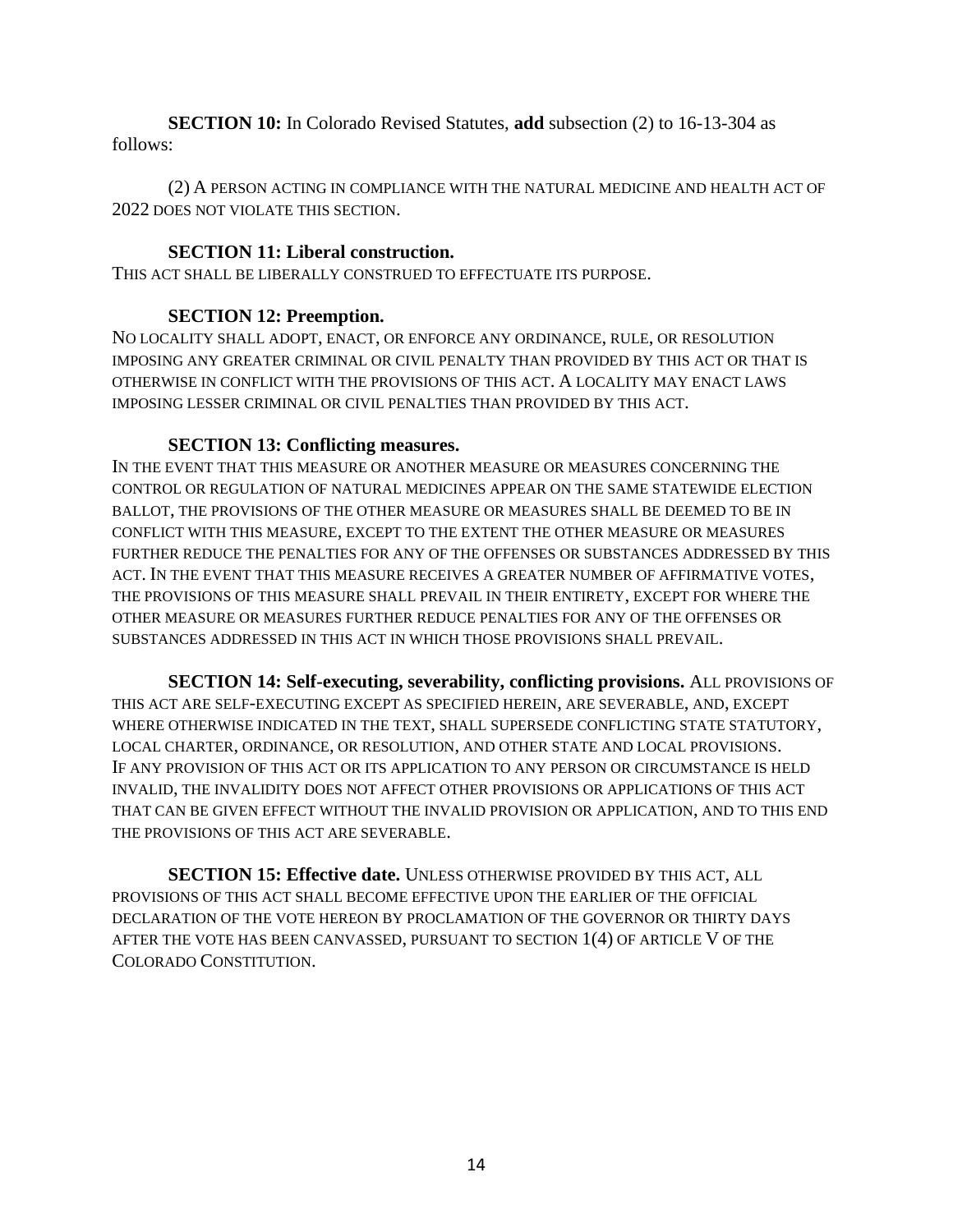**SECTION 10:** In Colorado Revised Statutes, **add** subsection (2) to 16-13-304 as follows:

(2) A PERSON ACTING IN COMPLIANCE WITH THE NATURAL MEDICINE AND HEALTH ACT OF 2022 DOES NOT VIOLATE THIS SECTION.

**SECTION 11: Liberal construction.**

THIS ACT SHALL BE LIBERALLY CONSTRUED TO EFFECTUATE ITS PURPOSE.

**SECTION 12: Preemption.**

NO LOCALITY SHALL ADOPT, ENACT, OR ENFORCE ANY ORDINANCE, RULE, OR RESOLUTION IMPOSING ANY GREATER CRIMINAL OR CIVIL PENALTY THAN PROVIDED BY THIS ACT OR THAT IS OTHERWISE IN CONFLICT WITH THE PROVISIONS OF THIS ACT. A LOCALITY MAY ENACT LAWS IMPOSING LESSER CRIMINAL OR CIVIL PENALTIES THAN PROVIDED BY THIS ACT.

**SECTION 13: Conflicting measures.**

IN THE EVENT THAT THIS MEASURE OR ANOTHER MEASURE OR MEASURES CONCERNING THE CONTROL OR REGULATION OF NATURAL MEDICINES APPEAR ON THE SAME STATEWIDE ELECTION BALLOT, THE PROVISIONS OF THE OTHER MEASURE OR MEASURES SHALL BE DEEMED TO BE IN CONFLICT WITH THIS MEASURE, EXCEPT TO THE EXTENT THE OTHER MEASURE OR MEASURES FURTHER REDUCE THE PENALTIES FOR ANY OF THE OFFENSES OR SUBSTANCES ADDRESSED BY THIS ACT. IN THE EVENT THAT THIS MEASURE RECEIVES A GREATER NUMBER OF AFFIRMATIVE VOTES, THE PROVISIONS OF THIS MEASURE SHALL PREVAIL IN THEIR ENTIRETY, EXCEPT FOR WHERE THE OTHER MEASURE OR MEASURES FURTHER REDUCE PENALTIES FOR ANY OF THE OFFENSES OR SUBSTANCES ADDRESSED IN THIS ACT IN WHICH THOSE PROVISIONS SHALL PREVAIL.

**SECTION 14: Self-executing, severability, conflicting provisions.** ALL PROVISIONS OF THIS ACT ARE SELF-EXECUTING EXCEPT AS SPECIFIED HEREIN, ARE SEVERABLE, AND, EXCEPT WHERE OTHERWISE INDICATED IN THE TEXT, SHALL SUPERSEDE CONFLICTING STATE STATUTORY, LOCAL CHARTER, ORDINANCE, OR RESOLUTION, AND OTHER STATE AND LOCAL PROVISIONS. IF ANY PROVISION OF THIS ACT OR ITS APPLICATION TO ANY PERSON OR CIRCUMSTANCE IS HELD INVALID, THE INVALIDITY DOES NOT AFFECT OTHER PROVISIONS OR APPLICATIONS OF THIS ACT THAT CAN BE GIVEN EFFECT WITHOUT THE INVALID PROVISION OR APPLICATION, AND TO THIS END THE PROVISIONS OF THIS ACT ARE SEVERABLE.

**SECTION 15: Effective date.** UNLESS OTHERWISE PROVIDED BY THIS ACT, ALL PROVISIONS OF THIS ACT SHALL BECOME EFFECTIVE UPON THE EARLIER OF THE OFFICIAL DECLARATION OF THE VOTE HEREON BY PROCLAMATION OF THE GOVERNOR OR THIRTY DAYS AFTER THE VOTE HAS BEEN CANVASSED, PURSUANT TO SECTION 1(4) OF ARTICLE V OF THE COLORADO CONSTITUTION.